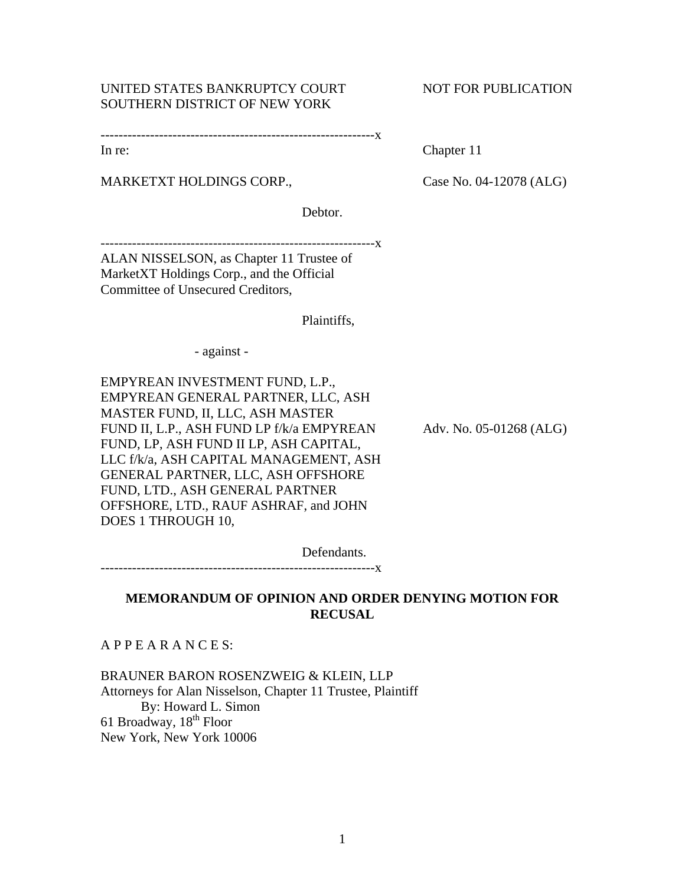UNITED STATES BANKRUPTCY COURT
SOUTHERN DISTRICT OF NEW YORK

NOT FOR PUBLICATION

-------------------------------------------------------------x

In re:

MARKETXT HOLDINGS CORP.,

Debtor.

Chapter 11

Case No. 04-12078 (ALG)

-------------------------------------------------------------x

ALAN NISSELSON, as Chapter 11 Trustee of MarketXT Holdings Corp., and the Official Committee of Unsecured Creditors,

Plaintiffs,

- against -

EMPYREAN INVESTMENT FUND, L.P., EMPYREAN GENERAL PARTNER, LLC, ASH MASTER FUND, II, LLC, ASH MASTER FUND II, L.P., ASH FUND LP f/k/a EMPYREAN FUND, LP, ASH FUND II LP, ASH CAPITAL, LLC f/k/a, ASH CAPITAL MANAGEMENT, ASH GENERAL PARTNER, LLC, ASH OFFSHORE FUND, LTD., ASH GENERAL PARTNER OFFSHORE, LTD., RAUF ASHRAF, and JOHN DOES 1 THROUGH 10,

Defendants.

Adv. No. 05-01268 (ALG)

-------------------------------------------------------------x

**MEMORANDUM OF OPINION AND ORDER DENYING MOTION FOR RECUSAL**

A P P E A R A N C E S:

BRAUNER BARON ROSENZWEIG & KLEIN, LLP
Attorneys for Alan Nisselson, Chapter 11 Trustee, Plaintiff
By: Howard L. Simon
61 Broadway, 18th Floor
New York, New York 10006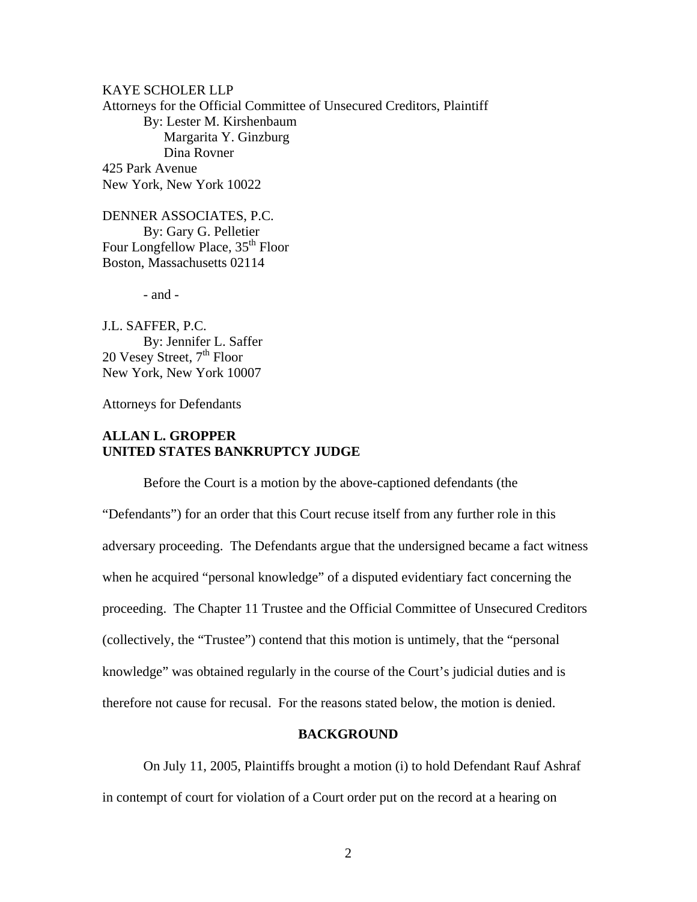KAYE SCHOLER LLP
Attorneys for the Official Committee of Unsecured Creditors, Plaintiff
By: Lester M. Kirshenbaum
Margarita Y. Ginzburg
Dina Rovner
425 Park Avenue
New York, New York 10022

DENNER ASSOCIATES, P.C.
By: Gary G. Pelletier
Four Longfellow Place, 35th Floor
Boston, Massachusetts 02114

- and -

J.L. SAFFER, P.C.
By: Jennifer L. Saffer
20 Vesey Street, 7th Floor
New York, New York 10007

Attorneys for Defendants

**ALLAN L. GROPPER**
**UNITED STATES BANKRUPTCY JUDGE**

Before the Court is a motion by the above-captioned defendants (the "Defendants") for an order that this Court recuse itself from any further role in this adversary proceeding. The Defendants argue that the undersigned became a fact witness when he acquired "personal knowledge" of a disputed evidentiary fact concerning the proceeding. The Chapter 11 Trustee and the Official Committee of Unsecured Creditors (collectively, the "Trustee") contend that this motion is untimely, that the "personal knowledge" was obtained regularly in the course of the Court's judicial duties and is therefore not cause for recusal. For the reasons stated below, the motion is denied.

## BACKGROUND

On July 11, 2005, Plaintiffs brought a motion (i) to hold Defendant Rauf Ashraf in contempt of court for violation of a Court order put on the record at a hearing on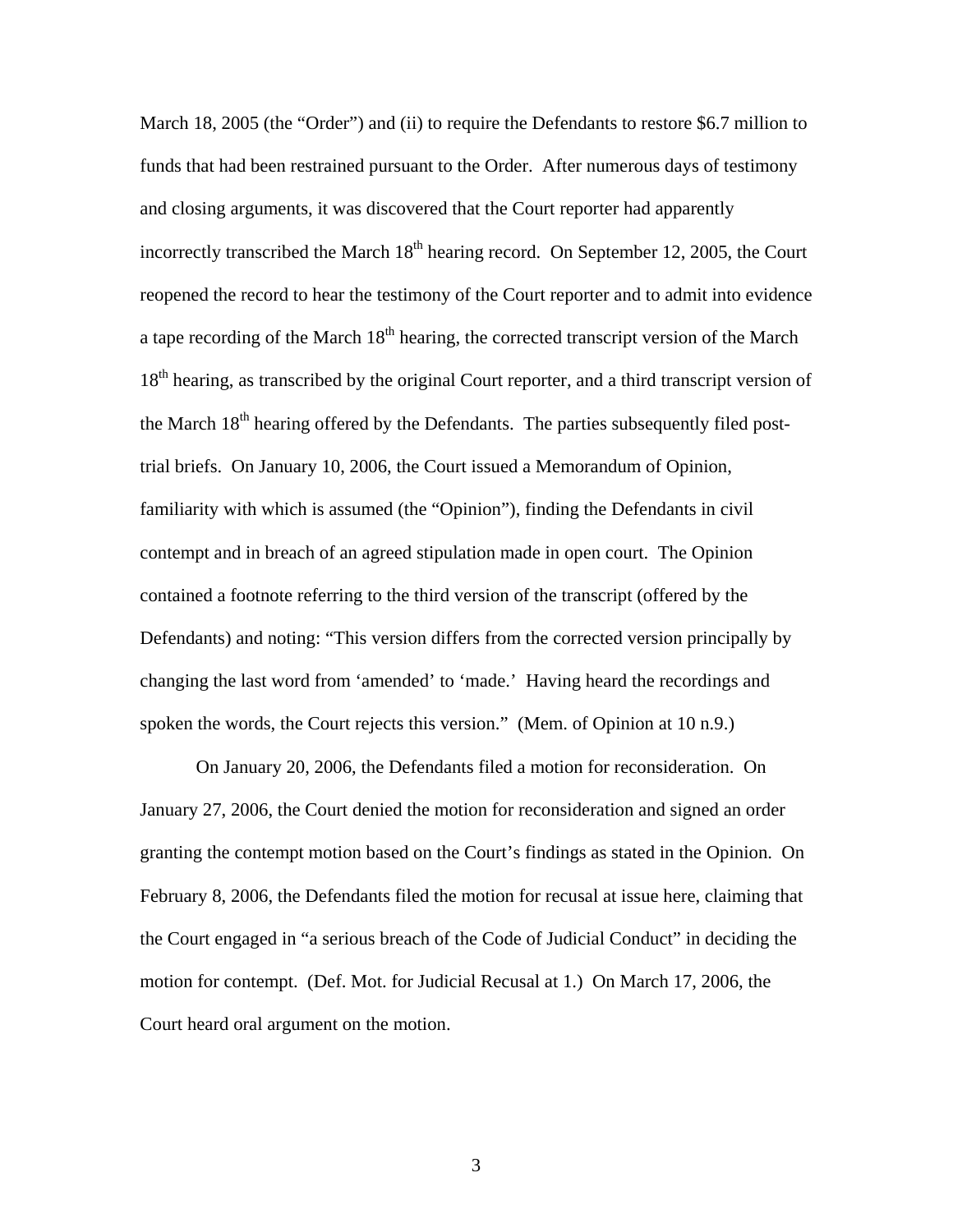March 18, 2005 (the "Order") and (ii) to require the Defendants to restore $6.7 million to funds that had been restrained pursuant to the Order. After numerous days of testimony and closing arguments, it was discovered that the Court reporter had apparently incorrectly transcribed the March 18th hearing record. On September 12, 2005, the Court reopened the record to hear the testimony of the Court reporter and to admit into evidence a tape recording of the March 18th hearing, the corrected transcript version of the March 18th hearing, as transcribed by the original Court reporter, and a third transcript version of the March 18th hearing offered by the Defendants. The parties subsequently filed post-trial briefs. On January 10, 2006, the Court issued a Memorandum of Opinion, familiarity with which is assumed (the "Opinion"), finding the Defendants in civil contempt and in breach of an agreed stipulation made in open court. The Opinion contained a footnote referring to the third version of the transcript (offered by the Defendants) and noting: "This version differs from the corrected version principally by changing the last word from 'amended' to 'made.' Having heard the recordings and spoken the words, the Court rejects this version." (Mem. of Opinion at 10 n.9.)

On January 20, 2006, the Defendants filed a motion for reconsideration. On January 27, 2006, the Court denied the motion for reconsideration and signed an order granting the contempt motion based on the Court's findings as stated in the Opinion. On February 8, 2006, the Defendants filed the motion for recusal at issue here, claiming that the Court engaged in "a serious breach of the Code of Judicial Conduct" in deciding the motion for contempt. (Def. Mot. for Judicial Recusal at 1.) On March 17, 2006, the Court heard oral argument on the motion.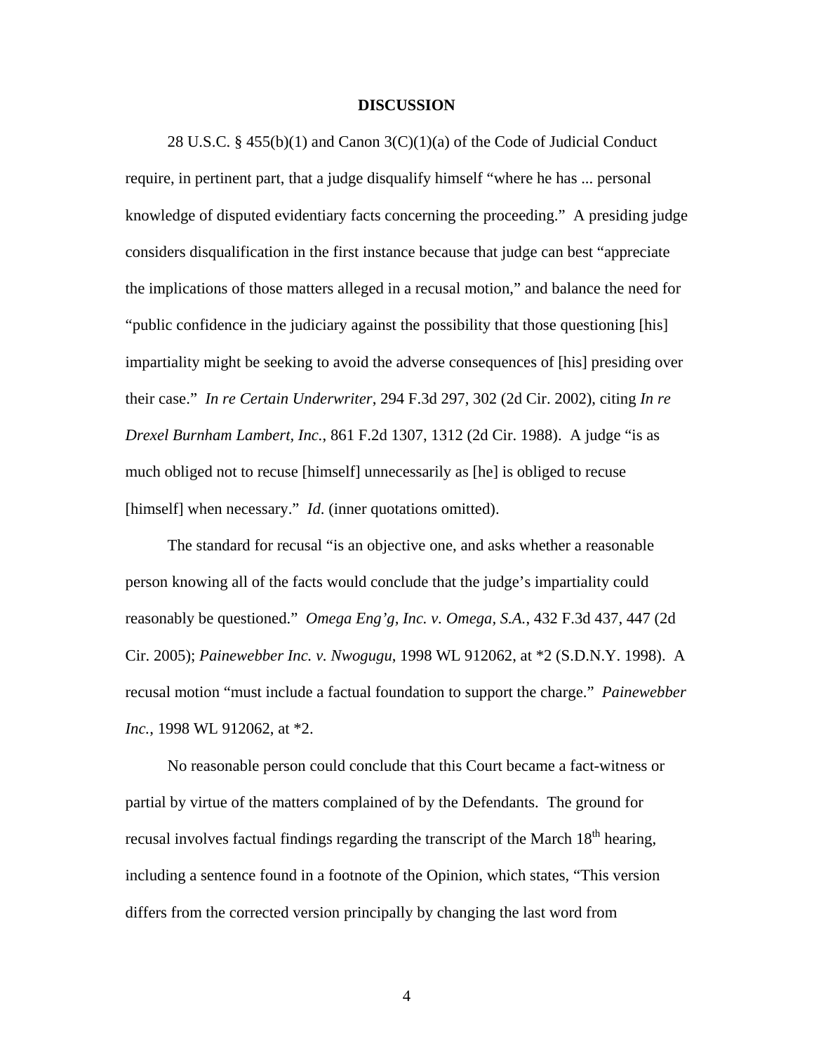**DISCUSSION**

28 U.S.C. § 455(b)(1) and Canon 3(C)(1)(a) of the Code of Judicial Conduct require, in pertinent part, that a judge disqualify himself "where he has ... personal knowledge of disputed evidentiary facts concerning the proceeding." A presiding judge considers disqualification in the first instance because that judge can best "appreciate the implications of those matters alleged in a recusal motion," and balance the need for "public confidence in the judiciary against the possibility that those questioning [his] impartiality might be seeking to avoid the adverse consequences of [his] presiding over their case." *In re Certain Underwriter*, 294 F.3d 297, 302 (2d Cir. 2002), citing *In re Drexel Burnham Lambert, Inc.*, 861 F.2d 1307, 1312 (2d Cir. 1988). A judge "is as much obliged not to recuse [himself] unnecessarily as [he] is obliged to recuse [himself] when necessary." *Id*. (inner quotations omitted).

The standard for recusal "is an objective one, and asks whether a reasonable person knowing all of the facts would conclude that the judge's impartiality could reasonably be questioned." *Omega Eng'g, Inc. v. Omega, S.A.*, 432 F.3d 437, 447 (2d Cir. 2005); *Painewebber Inc. v. Nwogugu*, 1998 WL 912062, at *2 (S.D.N.Y. 1998). A recusal motion "must include a factual foundation to support the charge." *Painewebber Inc.*, 1998 WL 912062, at *2.

No reasonable person could conclude that this Court became a fact-witness or partial by virtue of the matters complained of by the Defendants. The ground for recusal involves factual findings regarding the transcript of the March 18th hearing, including a sentence found in a footnote of the Opinion, which states, "This version differs from the corrected version principally by changing the last word from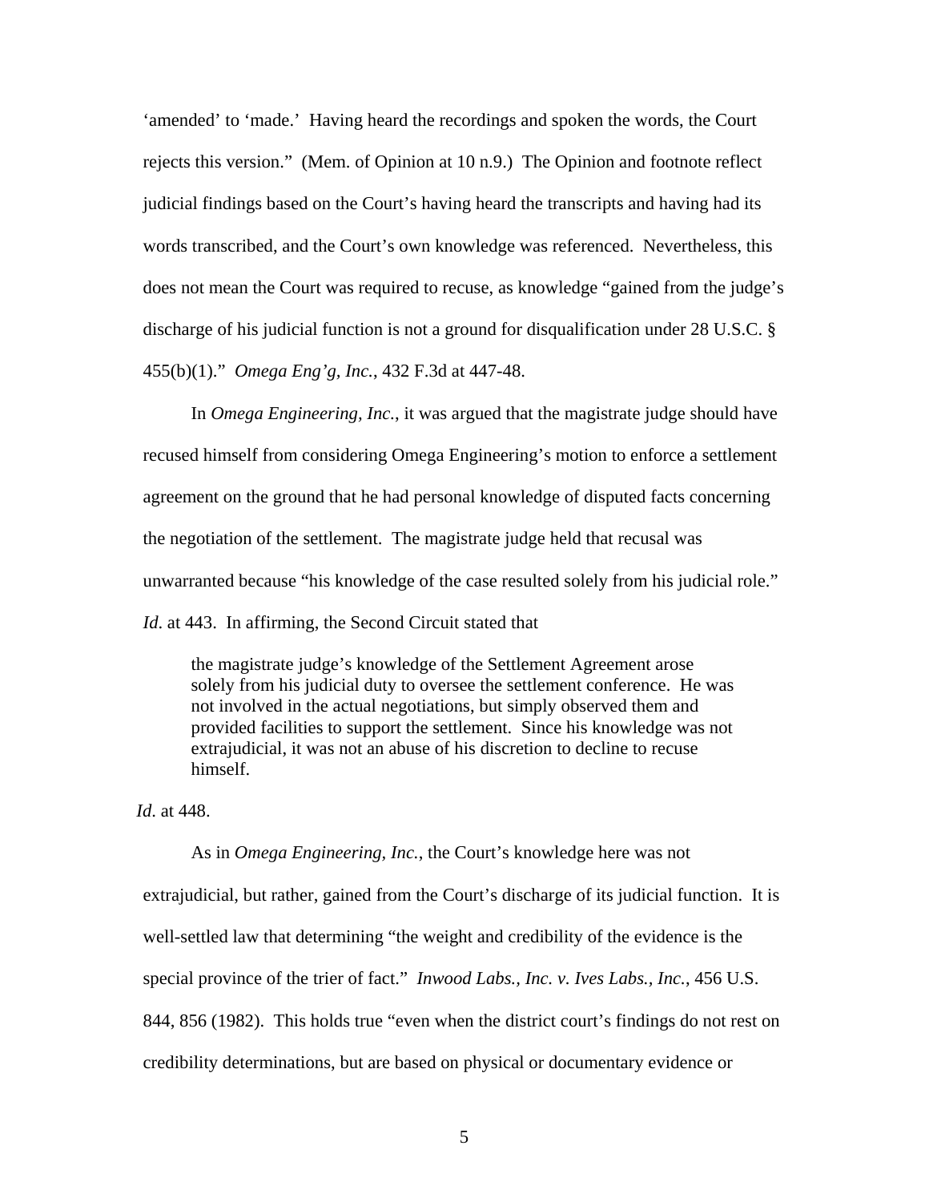'amended' to 'made.' Having heard the recordings and spoken the words, the Court rejects this version." (Mem. of Opinion at 10 n.9.) The Opinion and footnote reflect judicial findings based on the Court's having heard the transcripts and having had its words transcribed, and the Court's own knowledge was referenced. Nevertheless, this does not mean the Court was required to recuse, as knowledge "gained from the judge's discharge of his judicial function is not a ground for disqualification under 28 U.S.C. § 455(b)(1)." *Omega Eng'g, Inc.*, 432 F.3d at 447-48.

In *Omega Engineering, Inc.*, it was argued that the magistrate judge should have recused himself from considering Omega Engineering's motion to enforce a settlement agreement on the ground that he had personal knowledge of disputed facts concerning the negotiation of the settlement. The magistrate judge held that recusal was unwarranted because "his knowledge of the case resulted solely from his judicial role." *Id*. at 443. In affirming, the Second Circuit stated that

> the magistrate judge's knowledge of the Settlement Agreement arose solely from his judicial duty to oversee the settlement conference. He was not involved in the actual negotiations, but simply observed them and provided facilities to support the settlement. Since his knowledge was not extrajudicial, it was not an abuse of his discretion to decline to recuse himself.

*Id*. at 448.

As in *Omega Engineering, Inc.*, the Court's knowledge here was not extrajudicial, but rather, gained from the Court's discharge of its judicial function. It is well-settled law that determining "the weight and credibility of the evidence is the special province of the trier of fact." *Inwood Labs., Inc. v. Ives Labs., Inc.*, 456 U.S. 844, 856 (1982). This holds true "even when the district court's findings do not rest on credibility determinations, but are based on physical or documentary evidence or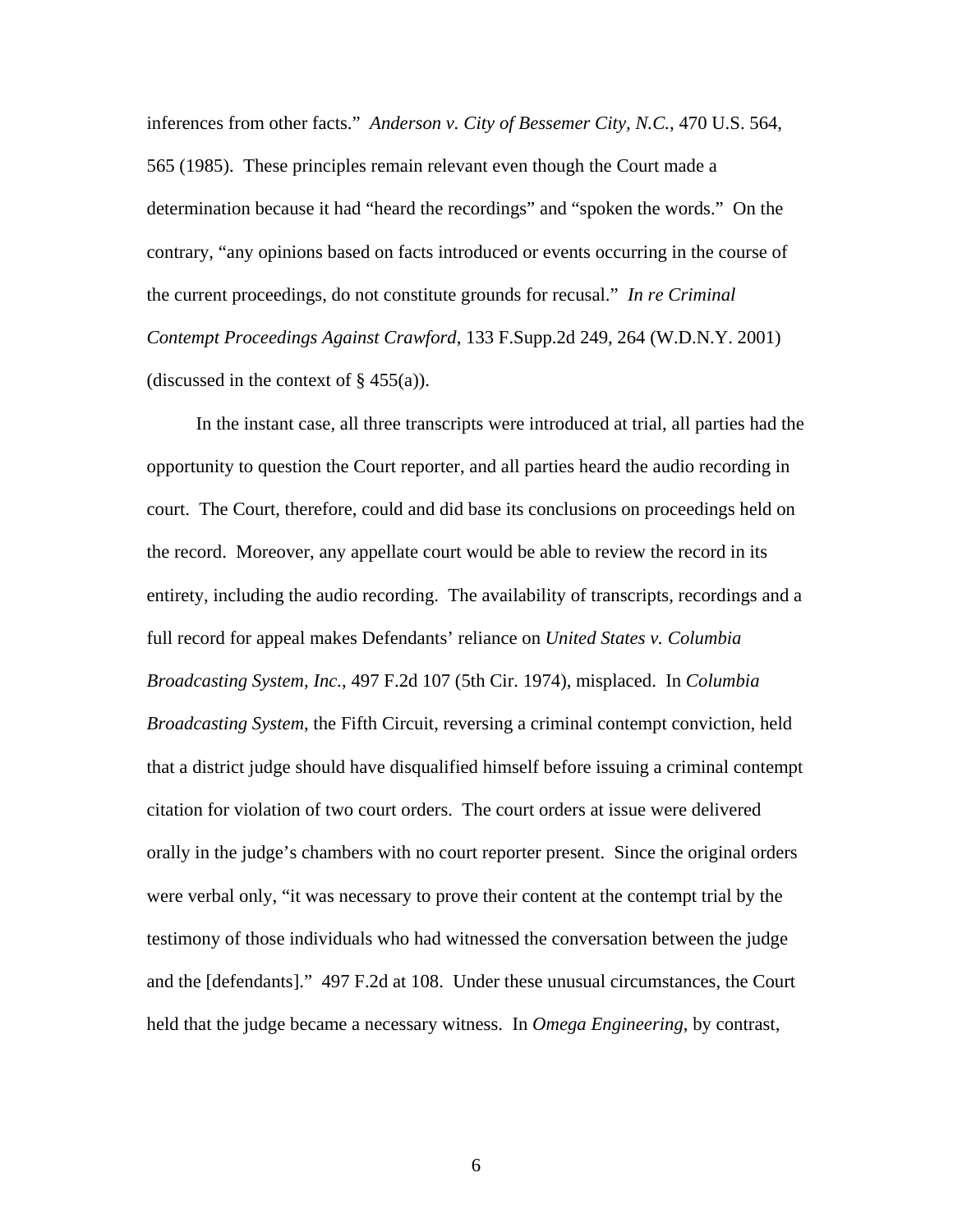inferences from other facts." *Anderson v. City of Bessemer City, N.C.*, 470 U.S. 564, 565 (1985). These principles remain relevant even though the Court made a determination because it had "heard the recordings" and "spoken the words." On the contrary, "any opinions based on facts introduced or events occurring in the course of the current proceedings, do not constitute grounds for recusal." *In re Criminal Contempt Proceedings Against Crawford*, 133 F.Supp.2d 249, 264 (W.D.N.Y. 2001) (discussed in the context of § 455(a)).

In the instant case, all three transcripts were introduced at trial, all parties had the opportunity to question the Court reporter, and all parties heard the audio recording in court. The Court, therefore, could and did base its conclusions on proceedings held on the record. Moreover, any appellate court would be able to review the record in its entirety, including the audio recording. The availability of transcripts, recordings and a full record for appeal makes Defendants' reliance on *United States v. Columbia Broadcasting System, Inc.*, 497 F.2d 107 (5th Cir. 1974), misplaced. In *Columbia Broadcasting System*, the Fifth Circuit, reversing a criminal contempt conviction, held that a district judge should have disqualified himself before issuing a criminal contempt citation for violation of two court orders. The court orders at issue were delivered orally in the judge's chambers with no court reporter present. Since the original orders were verbal only, "it was necessary to prove their content at the contempt trial by the testimony of those individuals who had witnessed the conversation between the judge and the [defendants]." 497 F.2d at 108. Under these unusual circumstances, the Court held that the judge became a necessary witness. In *Omega Engineering*, by contrast,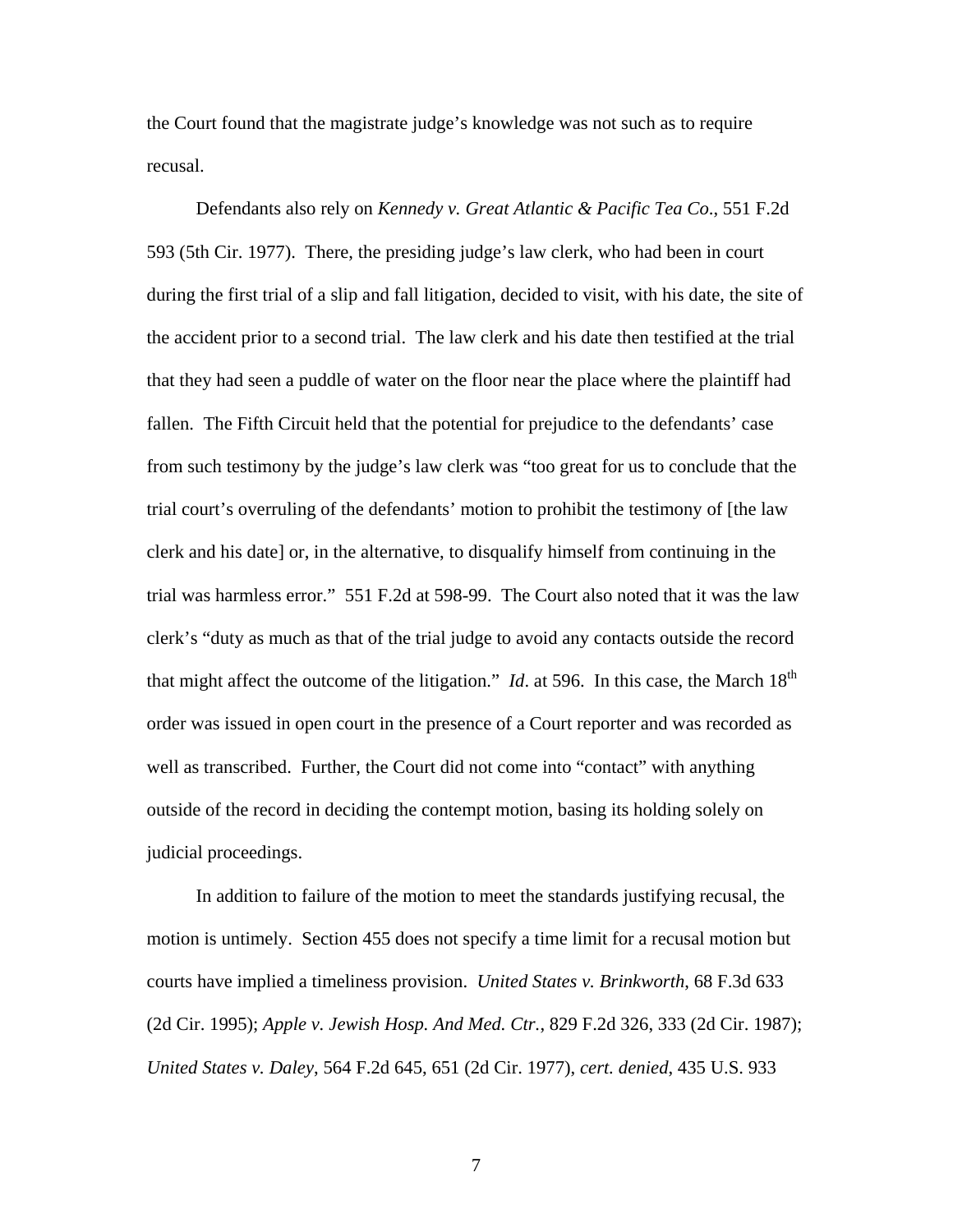the Court found that the magistrate judge's knowledge was not such as to require recusal.

Defendants also rely on *Kennedy v. Great Atlantic & Pacific Tea Co*., 551 F.2d 593 (5th Cir. 1977). There, the presiding judge's law clerk, who had been in court during the first trial of a slip and fall litigation, decided to visit, with his date, the site of the accident prior to a second trial. The law clerk and his date then testified at the trial that they had seen a puddle of water on the floor near the place where the plaintiff had fallen. The Fifth Circuit held that the potential for prejudice to the defendants' case from such testimony by the judge's law clerk was "too great for us to conclude that the trial court's overruling of the defendants' motion to prohibit the testimony of [the law clerk and his date] or, in the alternative, to disqualify himself from continuing in the trial was harmless error." 551 F.2d at 598-99. The Court also noted that it was the law clerk's "duty as much as that of the trial judge to avoid any contacts outside the record that might affect the outcome of the litigation." *Id*. at 596. In this case, the March 18th order was issued in open court in the presence of a Court reporter and was recorded as well as transcribed. Further, the Court did not come into "contact" with anything outside of the record in deciding the contempt motion, basing its holding solely on judicial proceedings.

In addition to failure of the motion to meet the standards justifying recusal, the motion is untimely. Section 455 does not specify a time limit for a recusal motion but courts have implied a timeliness provision. *United States v. Brinkworth*, 68 F.3d 633 (2d Cir. 1995); *Apple v. Jewish Hosp. And Med. Ctr.*, 829 F.2d 326, 333 (2d Cir. 1987); *United States v. Daley*, 564 F.2d 645, 651 (2d Cir. 1977), *cert. denied*, 435 U.S. 933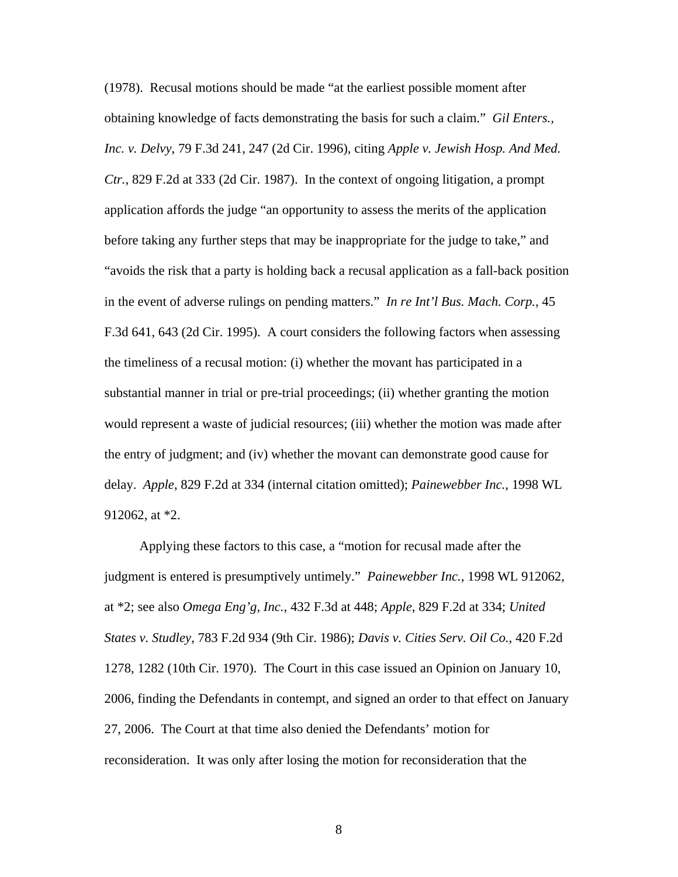(1978). Recusal motions should be made "at the earliest possible moment after obtaining knowledge of facts demonstrating the basis for such a claim." *Gil Enters., Inc. v. Delvy*, 79 F.3d 241, 247 (2d Cir. 1996), citing *Apple v. Jewish Hosp. And Med. Ctr.*, 829 F.2d at 333 (2d Cir. 1987). In the context of ongoing litigation, a prompt application affords the judge "an opportunity to assess the merits of the application before taking any further steps that may be inappropriate for the judge to take," and "avoids the risk that a party is holding back a recusal application as a fall-back position in the event of adverse rulings on pending matters." *In re Int'l Bus. Mach. Corp.*, 45 F.3d 641, 643 (2d Cir. 1995). A court considers the following factors when assessing the timeliness of a recusal motion: (i) whether the movant has participated in a substantial manner in trial or pre-trial proceedings; (ii) whether granting the motion would represent a waste of judicial resources; (iii) whether the motion was made after the entry of judgment; and (iv) whether the movant can demonstrate good cause for delay. *Apple*, 829 F.2d at 334 (internal citation omitted); *Painewebber Inc.*, 1998 WL 912062, at *2.

Applying these factors to this case, a "motion for recusal made after the judgment is entered is presumptively untimely." *Painewebber Inc.*, 1998 WL 912062, at *2; see also *Omega Eng'g, Inc.*, 432 F.3d at 448; *Apple*, 829 F.2d at 334; *United States v. Studley*, 783 F.2d 934 (9th Cir. 1986); *Davis v. Cities Serv. Oil Co.*, 420 F.2d 1278, 1282 (10th Cir. 1970). The Court in this case issued an Opinion on January 10, 2006, finding the Defendants in contempt, and signed an order to that effect on January 27, 2006. The Court at that time also denied the Defendants' motion for reconsideration. It was only after losing the motion for reconsideration that the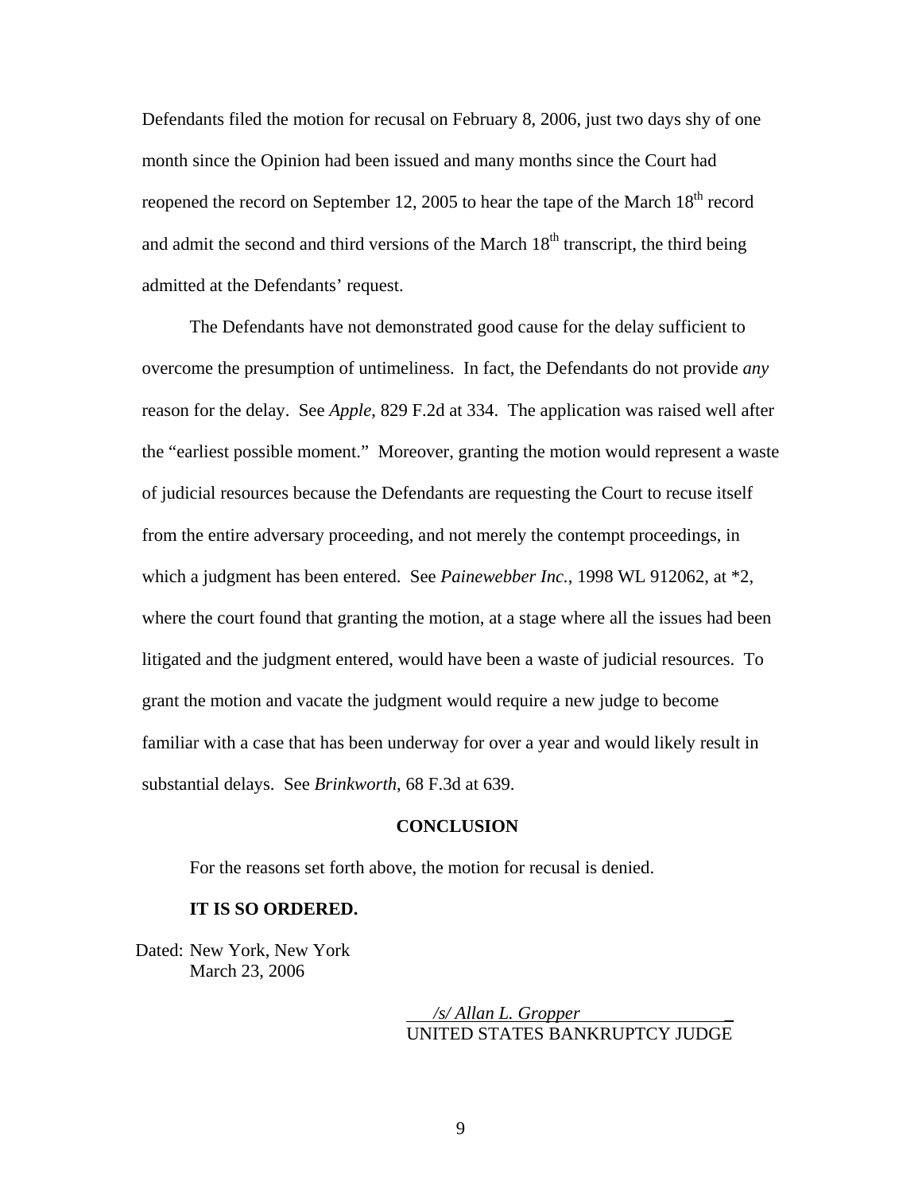Defendants filed the motion for recusal on February 8, 2006, just two days shy of one month since the Opinion had been issued and many months since the Court had reopened the record on September 12, 2005 to hear the tape of the March 18th record and admit the second and third versions of the March 18th transcript, the third being admitted at the Defendants' request.

The Defendants have not demonstrated good cause for the delay sufficient to overcome the presumption of untimeliness. In fact, the Defendants do not provide *any* reason for the delay. See *Apple*, 829 F.2d at 334. The application was raised well after the "earliest possible moment." Moreover, granting the motion would represent a waste of judicial resources because the Defendants are requesting the Court to recuse itself from the entire adversary proceeding, and not merely the contempt proceedings, in which a judgment has been entered. See *Painewebber Inc.*, 1998 WL 912062, at *2, where the court found that granting the motion, at a stage where all the issues had been litigated and the judgment entered, would have been a waste of judicial resources. To grant the motion and vacate the judgment would require a new judge to become familiar with a case that has been underway for over a year and would likely result in substantial delays. See *Brinkworth*, 68 F.3d at 639.

## CONCLUSION

For the reasons set forth above, the motion for recusal is denied.

**IT IS SO ORDERED.**

Dated: New York, New York
March 23, 2006

*/s/ Allan L. Gropper*
UNITED STATES BANKRUPTCY JUDGE